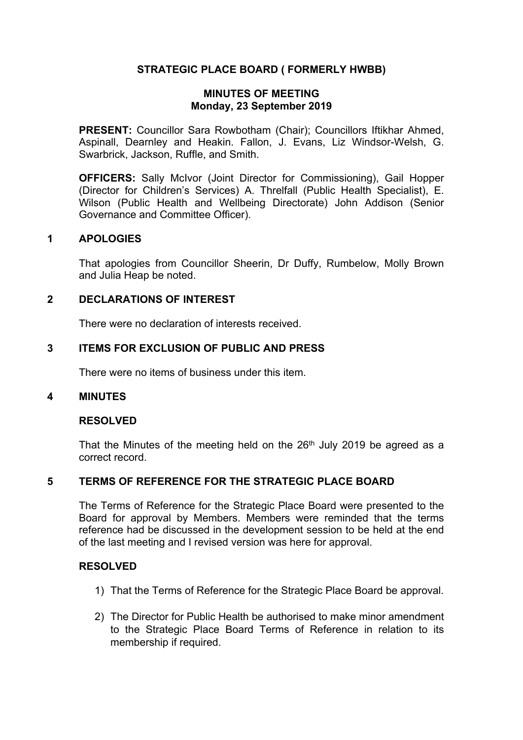# STRATEGIC PLACE BOARD ( FORMERLY HWBB)

## MINUTES OF MEETING
## Monday, 23 September 2019

**PRESENT:** Councillor Sara Rowbotham (Chair); Councillors Iftikhar Ahmed, Aspinall, Dearnley and Heakin. Fallon, J. Evans, Liz Windsor-Welsh, G. Swarbrick, Jackson, Ruffle, and Smith.

**OFFICERS:** Sally McIvor (Joint Director for Commissioning), Gail Hopper (Director for Children's Services) A. Threlfall (Public Health Specialist), E. Wilson (Public Health and Wellbeing Directorate) John Addison (Senior Governance and Committee Officer).

### 1 APOLOGIES

That apologies from Councillor Sheerin, Dr Duffy, Rumbelow, Molly Brown and Julia Heap be noted.

### 2 DECLARATIONS OF INTEREST

There were no declaration of interests received.

### 3 ITEMS FOR EXCLUSION OF PUBLIC AND PRESS

There were no items of business under this item.

### 4 MINUTES

**RESOLVED**

That the Minutes of the meeting held on the 26th July 2019 be agreed as a correct record.

### 5 TERMS OF REFERENCE FOR THE STRATEGIC PLACE BOARD

The Terms of Reference for the Strategic Place Board were presented to the Board for approval by Members. Members were reminded that the terms reference had be discussed in the development session to be held at the end of the last meeting and I revised version was here for approval.

**RESOLVED**

1) That the Terms of Reference for the Strategic Place Board be approval.

2) The Director for Public Health be authorised to make minor amendment to the Strategic Place Board Terms of Reference in relation to its membership if required.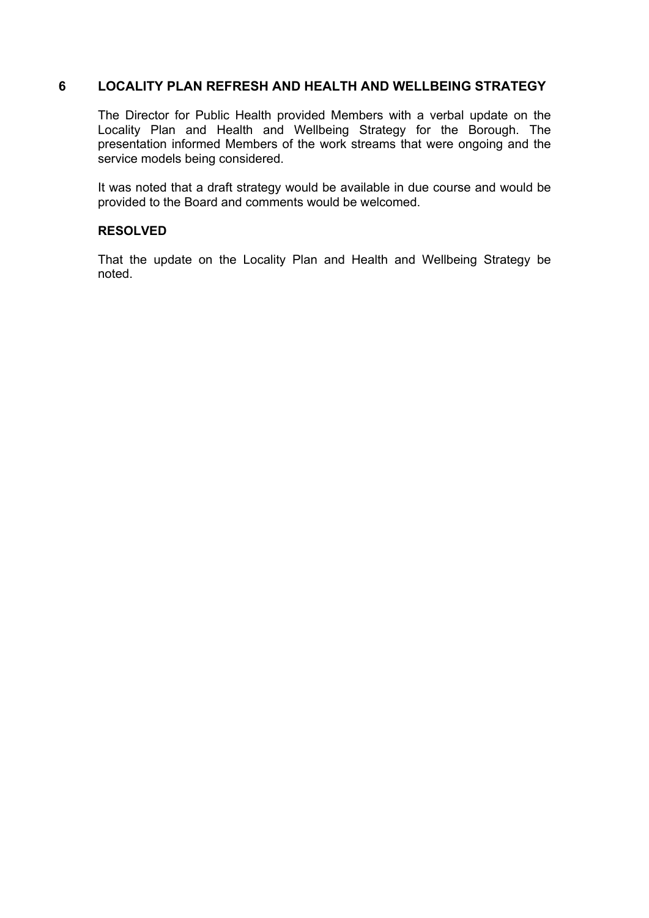## 6 LOCALITY PLAN REFRESH AND HEALTH AND WELLBEING STRATEGY

The Director for Public Health provided Members with a verbal update on the Locality Plan and Health and Wellbeing Strategy for the Borough. The presentation informed Members of the work streams that were ongoing and the service models being considered.

It was noted that a draft strategy would be available in due course and would be provided to the Board and comments would be welcomed.

**RESOLVED**

That the update on the Locality Plan and Health and Wellbeing Strategy be noted.